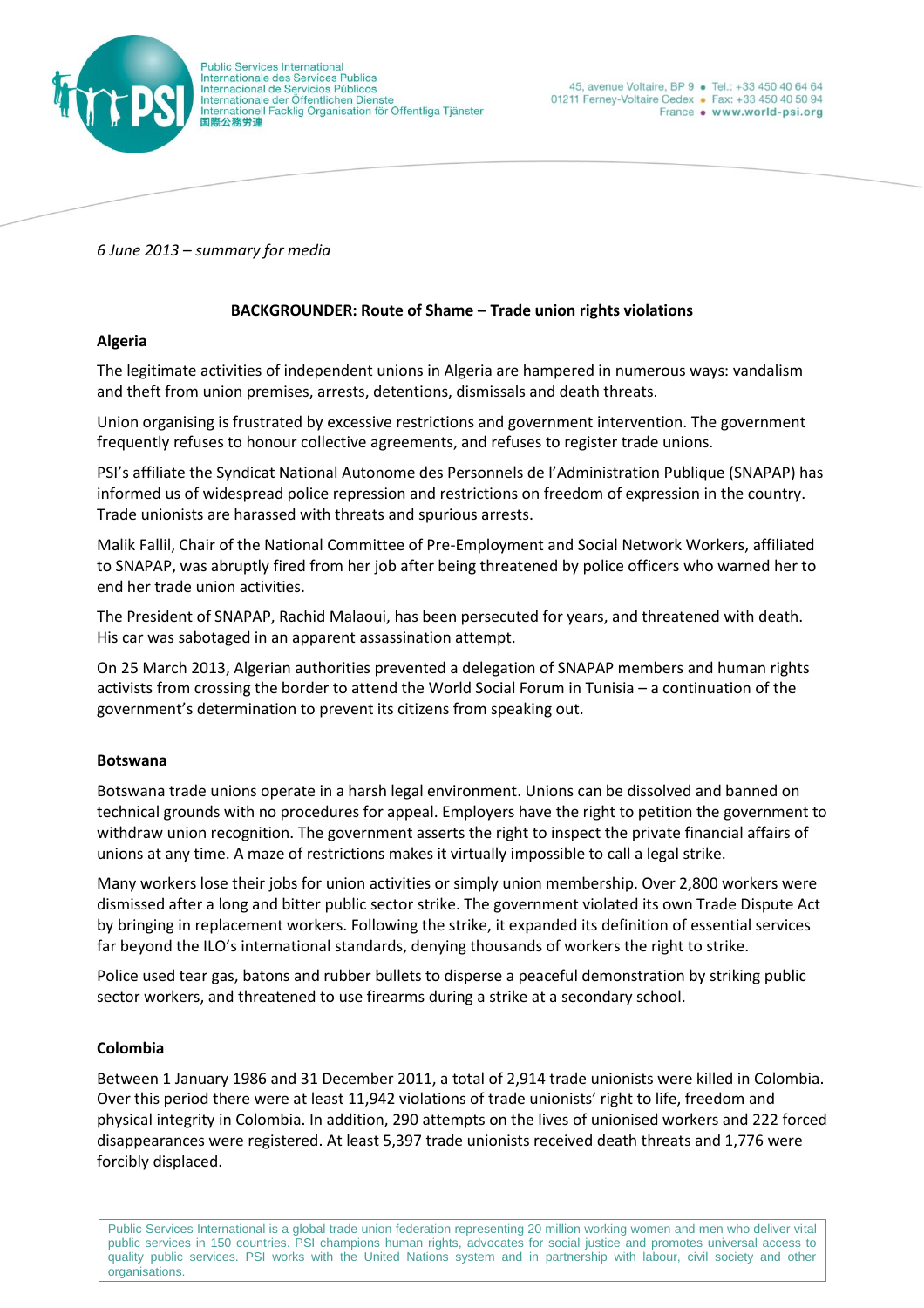*6 June 2013 – summary for media*

**BACKGROUNDER: Route of Shame – Trade union rights violations**

**Algeria**

The legitimate activities of independent unions in Algeria are hampered in numerous ways: vandalism and theft from union premises, arrests, detentions, dismissals and death threats.

Union organising is frustrated by excessive restrictions and government intervention. The government frequently refuses to honour collective agreements, and refuses to register trade unions.

PSI's affiliate the Syndicat National Autonome des Personnels de l'Administration Publique (SNAPAP) has informed us of widespread police repression and restrictions on freedom of expression in the country. Trade unionists are harassed with threats and spurious arrests.

Malik Fallil, Chair of the National Committee of Pre-Employment and Social Network Workers, affiliated to SNAPAP, was abruptly fired from her job after being threatened by police officers who warned her to end her trade union activities.

The President of SNAPAP, Rachid Malaoui, has been persecuted for years, and threatened with death. His car was sabotaged in an apparent assassination attempt.

On 25 March 2013, Algerian authorities prevented a delegation of SNAPAP members and human rights activists from crossing the border to attend the World Social Forum in Tunisia – a continuation of the government's determination to prevent its citizens from speaking out.

**Botswana**

Botswana trade unions operate in a harsh legal environment. Unions can be dissolved and banned on technical grounds with no procedures for appeal. Employers have the right to petition the government to withdraw union recognition. The government asserts the right to inspect the private financial affairs of unions at any time. A maze of restrictions makes it virtually impossible to call a legal strike.

Many workers lose their jobs for union activities or simply union membership. Over 2,800 workers were dismissed after a long and bitter public sector strike. The government violated its own Trade Dispute Act by bringing in replacement workers. Following the strike, it expanded its definition of essential services far beyond the ILO's international standards, denying thousands of workers the right to strike.

Police used tear gas, batons and rubber bullets to disperse a peaceful demonstration by striking public sector workers, and threatened to use firearms during a strike at a secondary school.

**Colombia**

Between 1 January 1986 and 31 December 2011, a total of 2,914 trade unionists were killed in Colombia. Over this period there were at least 11,942 violations of trade unionists' right to life, freedom and physical integrity in Colombia. In addition, 290 attempts on the lives of unionised workers and 222 forced disappearances were registered. At least 5,397 trade unionists received death threats and 1,776 were forcibly displaced.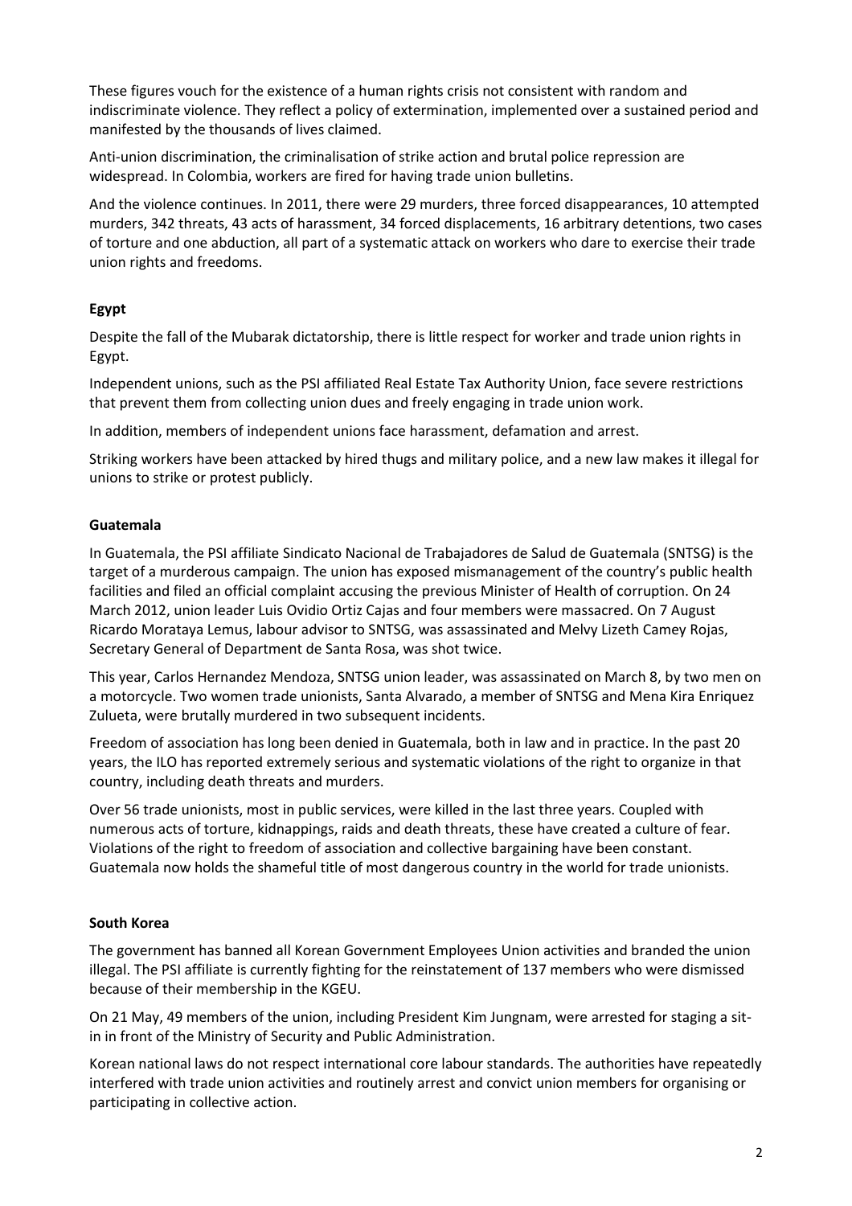These figures vouch for the existence of a human rights crisis not consistent with random and indiscriminate violence. They reflect a policy of extermination, implemented over a sustained period and manifested by the thousands of lives claimed.

Anti-union discrimination, the criminalisation of strike action and brutal police repression are widespread. In Colombia, workers are fired for having trade union bulletins.

And the violence continues. In 2011, there were 29 murders, three forced disappearances, 10 attempted murders, 342 threats, 43 acts of harassment, 34 forced displacements, 16 arbitrary detentions, two cases of torture and one abduction, all part of a systematic attack on workers who dare to exercise their trade union rights and freedoms.

**Egypt**

Despite the fall of the Mubarak dictatorship, there is little respect for worker and trade union rights in Egypt.

Independent unions, such as the PSI affiliated Real Estate Tax Authority Union, face severe restrictions that prevent them from collecting union dues and freely engaging in trade union work.

In addition, members of independent unions face harassment, defamation and arrest.

Striking workers have been attacked by hired thugs and military police, and a new law makes it illegal for unions to strike or protest publicly.

**Guatemala**

In Guatemala, the PSI affiliate Sindicato Nacional de Trabajadores de Salud de Guatemala (SNTSG) is the target of a murderous campaign. The union has exposed mismanagement of the country's public health facilities and filed an official complaint accusing the previous Minister of Health of corruption. On 24 March 2012, union leader Luis Ovidio Ortiz Cajas and four members were massacred. On 7 August Ricardo Morataya Lemus, labour advisor to SNTSG, was assassinated and Melvy Lizeth Camey Rojas, Secretary General of Department de Santa Rosa, was shot twice.

This year, Carlos Hernandez Mendoza, SNTSG union leader, was assassinated on March 8, by two men on a motorcycle. Two women trade unionists, Santa Alvarado, a member of SNTSG and Mena Kira Enriquez Zulueta, were brutally murdered in two subsequent incidents.

Freedom of association has long been denied in Guatemala, both in law and in practice. In the past 20 years, the ILO has reported extremely serious and systematic violations of the right to organize in that country, including death threats and murders.

Over 56 trade unionists, most in public services, were killed in the last three years. Coupled with numerous acts of torture, kidnappings, raids and death threats, these have created a culture of fear. Violations of the right to freedom of association and collective bargaining have been constant. Guatemala now holds the shameful title of most dangerous country in the world for trade unionists.

**South Korea**

The government has banned all Korean Government Employees Union activities and branded the union illegal. The PSI affiliate is currently fighting for the reinstatement of 137 members who were dismissed because of their membership in the KGEU.

On 21 May, 49 members of the union, including President Kim Jungnam, were arrested for staging a sit-in in front of the Ministry of Security and Public Administration.

Korean national laws do not respect international core labour standards. The authorities have repeatedly interfered with trade union activities and routinely arrest and convict union members for organising or participating in collective action.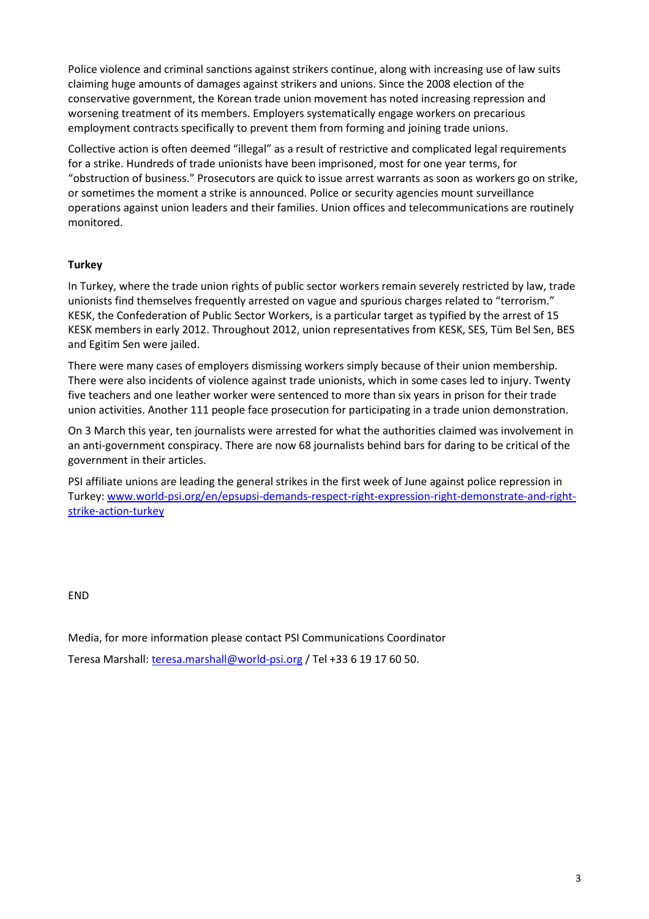Police violence and criminal sanctions against strikers continue, along with increasing use of law suits claiming huge amounts of damages against strikers and unions. Since the 2008 election of the conservative government, the Korean trade union movement has noted increasing repression and worsening treatment of its members. Employers systematically engage workers on precarious employment contracts specifically to prevent them from forming and joining trade unions.

Collective action is often deemed "illegal" as a result of restrictive and complicated legal requirements for a strike. Hundreds of trade unionists have been imprisoned, most for one year terms, for "obstruction of business." Prosecutors are quick to issue arrest warrants as soon as workers go on strike, or sometimes the moment a strike is announced. Police or security agencies mount surveillance operations against union leaders and their families. Union offices and telecommunications are routinely monitored.

**Turkey**

In Turkey, where the trade union rights of public sector workers remain severely restricted by law, trade unionists find themselves frequently arrested on vague and spurious charges related to "terrorism." KESK, the Confederation of Public Sector Workers, is a particular target as typified by the arrest of 15 KESK members in early 2012. Throughout 2012, union representatives from KESK, SES, Tüm Bel Sen, BES and Egitim Sen were jailed.

There were many cases of employers dismissing workers simply because of their union membership. There were also incidents of violence against trade unionists, which in some cases led to injury. Twenty five teachers and one leather worker were sentenced to more than six years in prison for their trade union activities. Another 111 people face prosecution for participating in a trade union demonstration.

On 3 March this year, ten journalists were arrested for what the authorities claimed was involvement in an anti-government conspiracy. There are now 68 journalists behind bars for daring to be critical of the government in their articles.

PSI affiliate unions are leading the general strikes in the first week of June against police repression in Turkey: [www.world-psi.org/en/epsupsi-demands-respect-right-expression-right-demonstrate-and-right-strike-action-turkey](www.world-psi.org/en/epsupsi-demands-respect-right-expression-right-demonstrate-and-right-strike-action-turkey)

END

Media, for more information please contact PSI Communications Coordinator

Teresa Marshall: [teresa.marshall@world-psi.org](mailto:teresa.marshall@world-psi.org) / Tel +33 6 19 17 60 50.